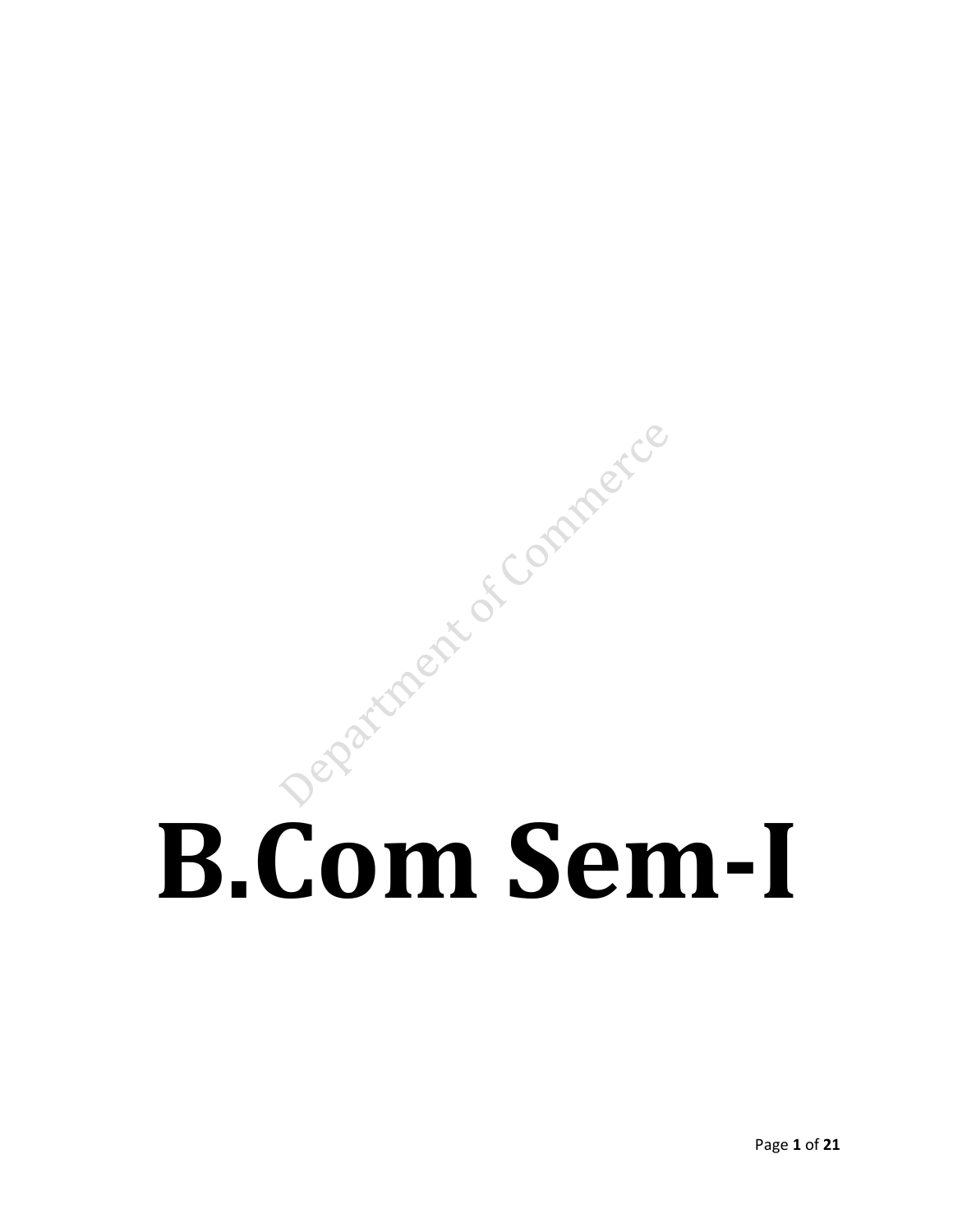# B.Com Sem-I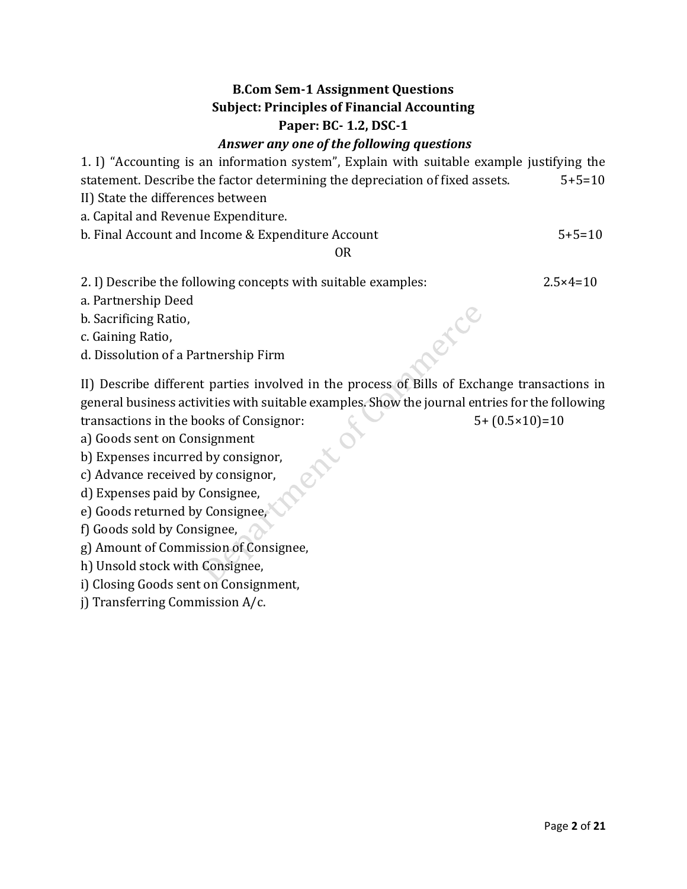**B.Com Sem-1 Assignment Questions**

**Subject: Principles of Financial Accounting**

**Paper: BC- 1.2, DSC-1**

***Answer any one of the following questions***

1. I) "Accounting is an information system", Explain with suitable example justifying the statement. Describe the factor determining the depreciation of fixed assets. 5+5=10

II) State the differences between

a. Capital and Revenue Expenditure.

b. Final Account and Income & Expenditure Account 5+5=10

OR

2. I) Describe the following concepts with suitable examples: 2.5×4=10

a. Partnership Deed

b. Sacrificing Ratio,

c. Gaining Ratio,

d. Dissolution of a Partnership Firm

II) Describe different parties involved in the process of Bills of Exchange transactions in general business activities with suitable examples. Show the journal entries for the following transactions in the books of Consignor: 5+ (0.5×10)=10

a) Goods sent on Consignment

b) Expenses incurred by consignor,

c) Advance received by consignor,

d) Expenses paid by Consignee,

e) Goods returned by Consignee,

f) Goods sold by Consignee,

g) Amount of Commission of Consignee,

h) Unsold stock with Consignee,

i) Closing Goods sent on Consignment,

j) Transferring Commission A/c.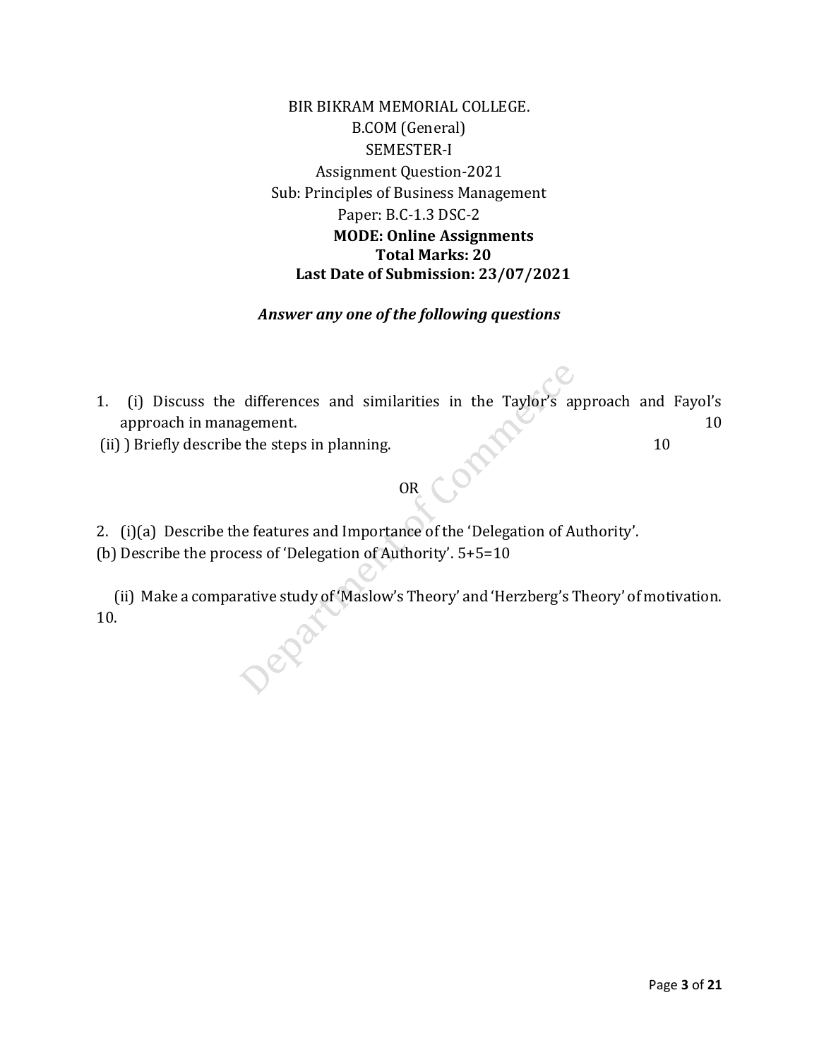BIR BIKRAM MEMORIAL COLLEGE.

B.COM (General)

SEMESTER-I

Assignment Question-2021

Sub: Principles of Business Management

Paper: B.C-1.3 DSC-2

**MODE: Online Assignments**

**Total Marks: 20**

**Last Date of Submission: 23/07/2021**

***Answer any one of the following questions***

1. (i) Discuss the differences and similarities in the Taylor's approach and Fayol's approach in management. 10

(ii) ) Briefly describe the steps in planning. 10

OR

2. (i)(a) Describe the features and Importance of the 'Delegation of Authority'.

(b) Describe the process of 'Delegation of Authority'. 5+5=10

(ii) Make a comparative study of 'Maslow's Theory' and 'Herzberg's Theory' of motivation. 10.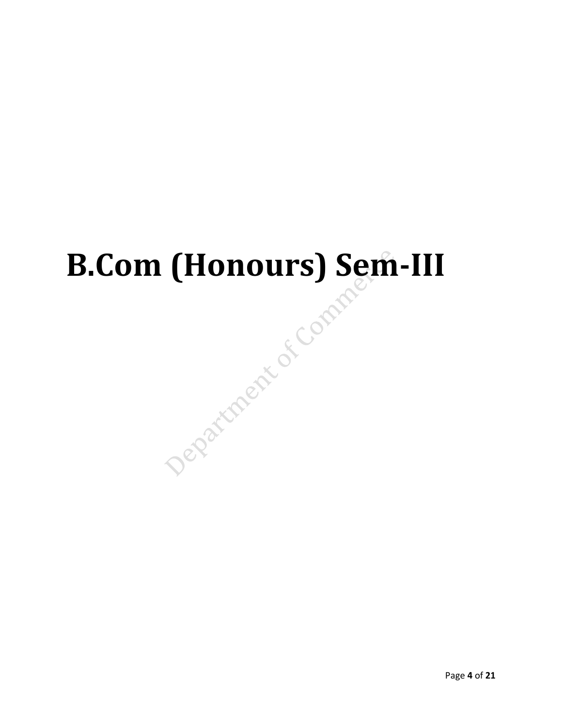# B.Com (Honours) Sem-III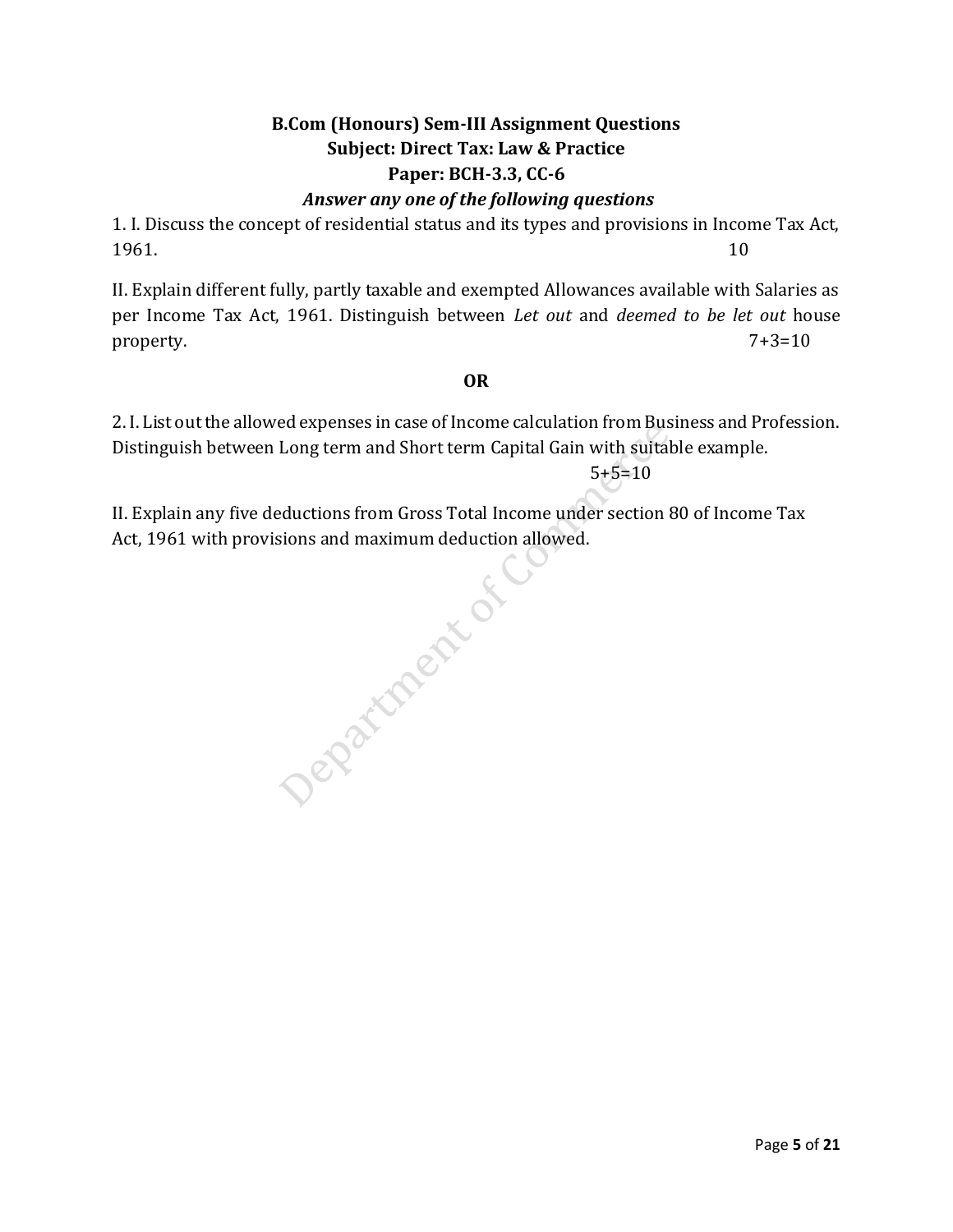**B.Com (Honours) Sem-III Assignment Questions**

**Subject: Direct Tax: Law & Practice**

**Paper: BCH-3.3, CC-6**

***Answer any one of the following questions***

1. I. Discuss the concept of residential status and its types and provisions in Income Tax Act, 1961. 10

II. Explain different fully, partly taxable and exempted Allowances available with Salaries as per Income Tax Act, 1961. Distinguish between *Let out* and *deemed to be let out* house property. 7+3=10

**OR**

2. I. List out the allowed expenses in case of Income calculation from Business and Profession. Distinguish between Long term and Short term Capital Gain with suitable example. 5+5=10

II. Explain any five deductions from Gross Total Income under section 80 of Income Tax Act, 1961 with provisions and maximum deduction allowed.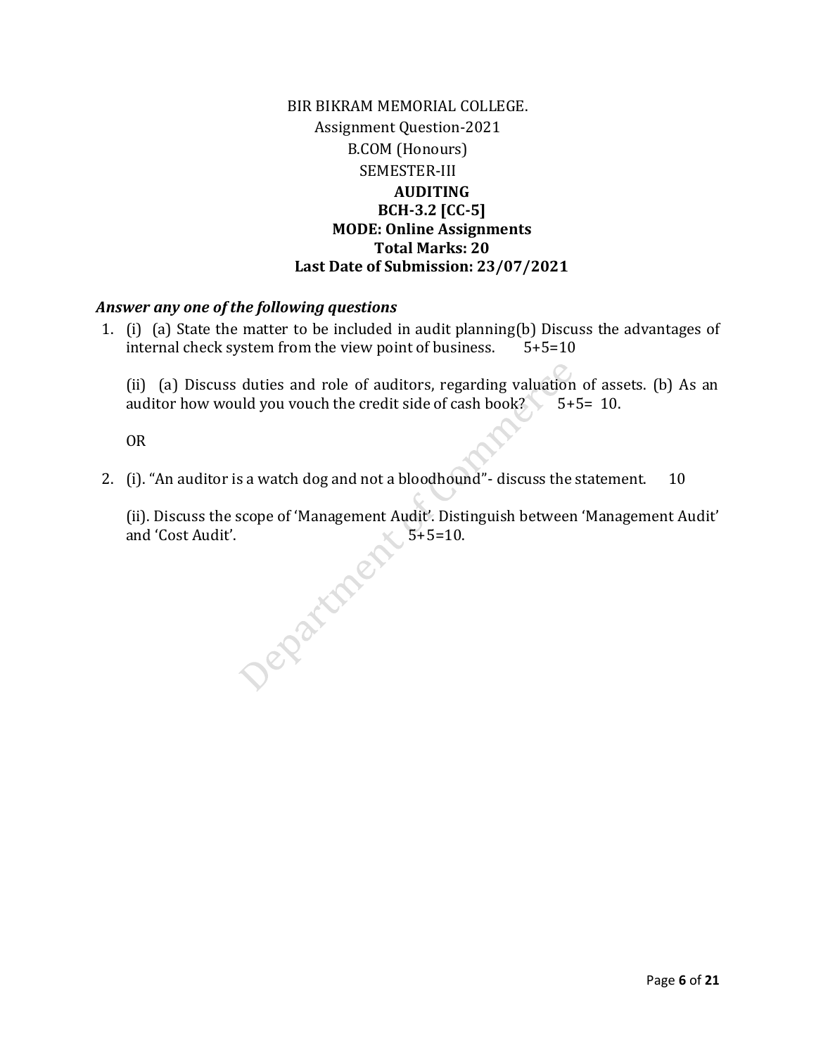BIR BIKRAM MEMORIAL COLLEGE.

Assignment Question-2021

B.COM (Honours)

SEMESTER-III

**AUDITING**

**BCH-3.2 [CC-5]**

**MODE: Online Assignments**

**Total Marks: 20**

**Last Date of Submission: 23/07/2021**

***Answer any one of the following questions***

1. (i) (a) State the matter to be included in audit planning(b) Discuss the advantages of internal check system from the view point of business. 5+5=10

   (ii) (a) Discuss duties and role of auditors, regarding valuation of assets. (b) As an auditor how would you vouch the credit side of cash book? 5+5= 10.

   OR

2. (i). "An auditor is a watch dog and not a bloodhound"- discuss the statement. 10

   (ii). Discuss the scope of 'Management Audit'. Distinguish between 'Management Audit' and 'Cost Audit'. 5+5=10.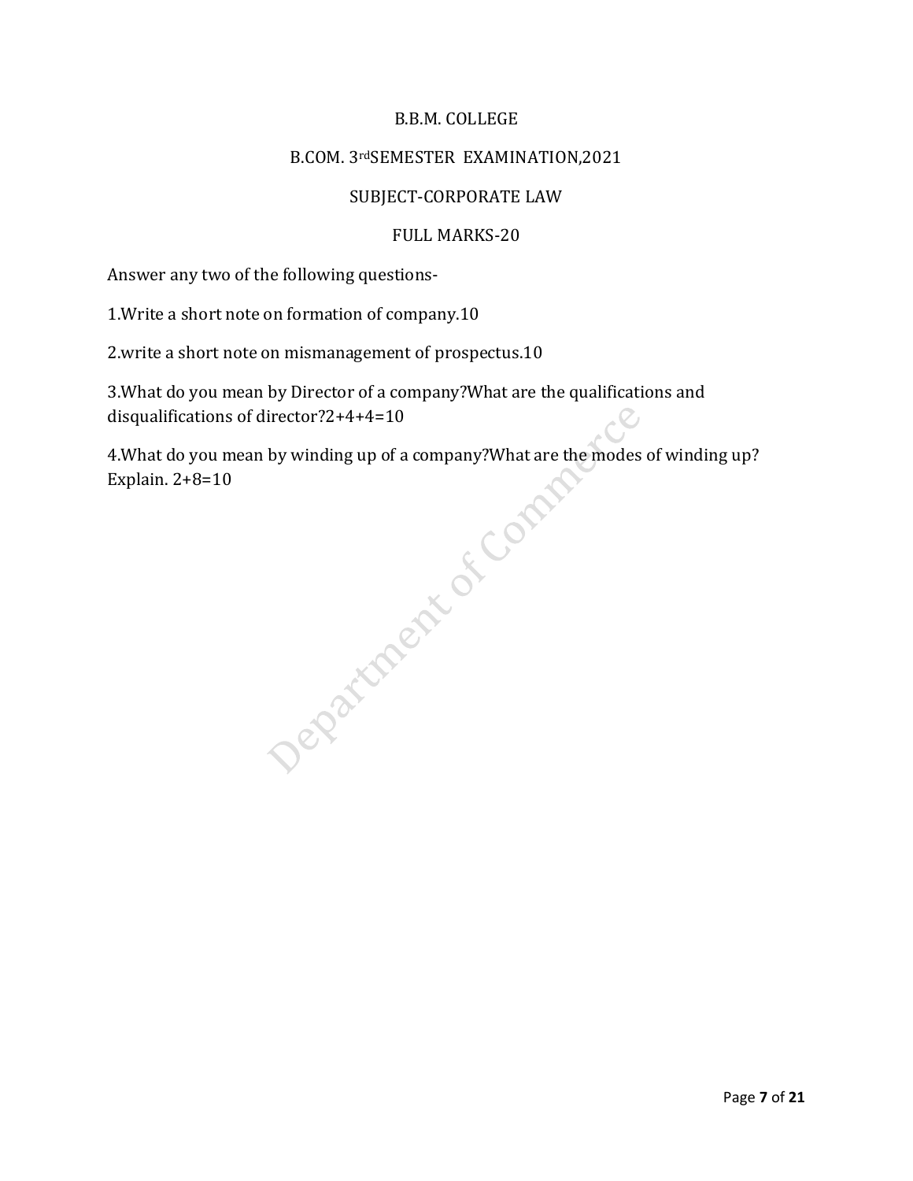B.B.M. COLLEGE

B.COM. 3rdSEMESTER EXAMINATION,2021

SUBJECT-CORPORATE LAW

FULL MARKS-20

Answer any two of the following questions-

1.Write a short note on formation of company.10

2.write a short note on mismanagement of prospectus.10

3.What do you mean by Director of a company?What are the qualifications and disqualifications of director?2+4+4=10

4.What do you mean by winding up of a company?What are the modes of winding up? Explain. 2+8=10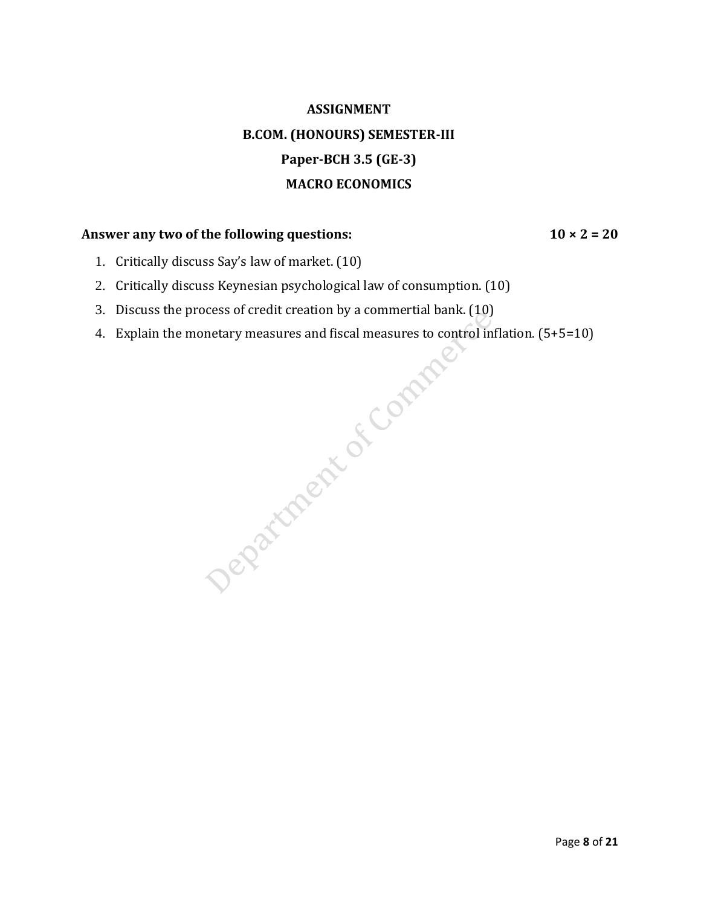# ASSIGNMENT

## B.COM. (HONOURS) SEMESTER-III

## Paper-BCH 3.5 (GE-3)

## MACRO ECONOMICS

**Answer any two of the following questions:** **10 × 2 = 20**

1. Critically discuss Say's law of market. (10)
2. Critically discuss Keynesian psychological law of consumption. (10)
3. Discuss the process of credit creation by a commertial bank. (10)
4. Explain the monetary measures and fiscal measures to control inflation. (5+5=10)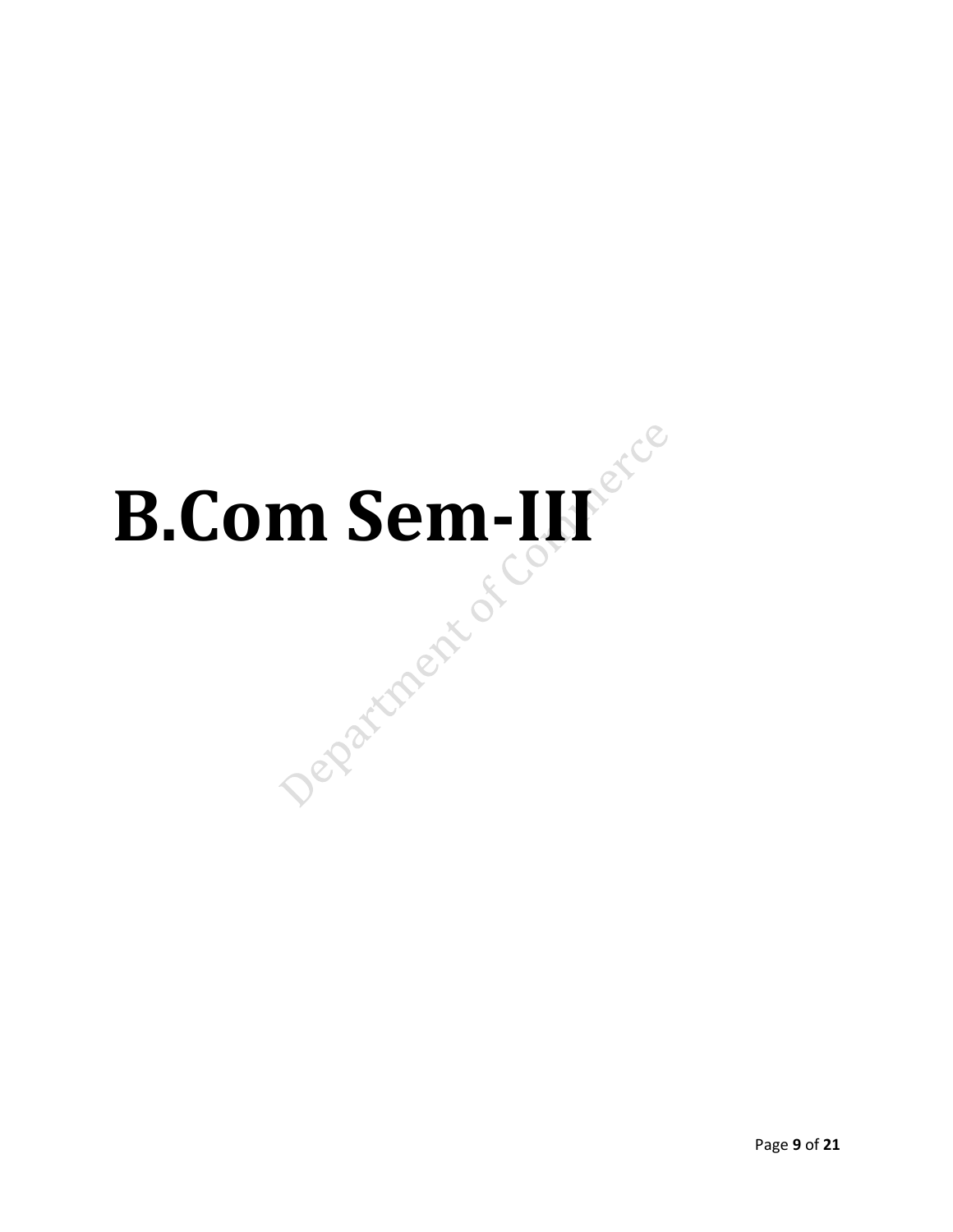# B.Com Sem-III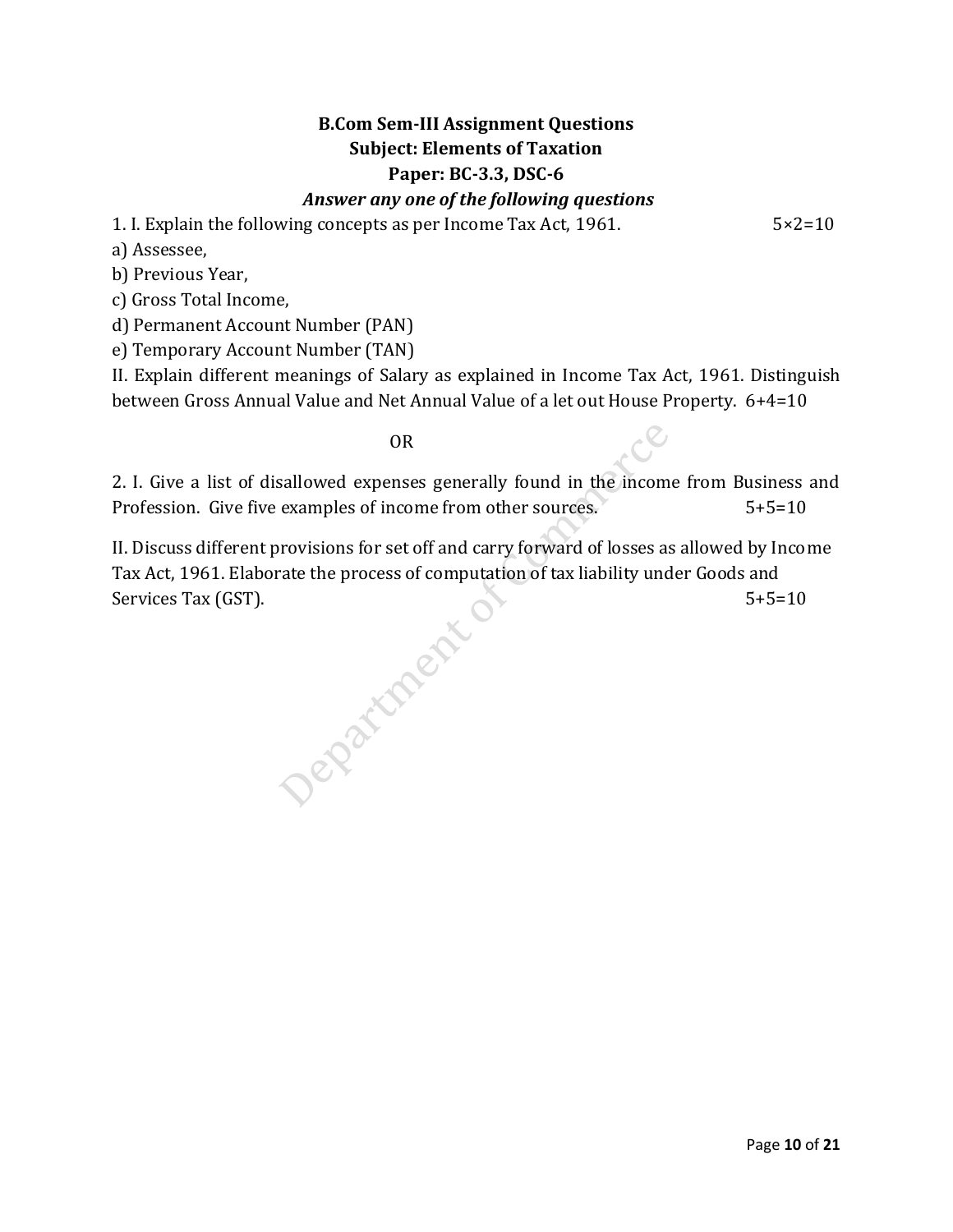**B.Com Sem-III Assignment Questions**

**Subject: Elements of Taxation**

**Paper: BC-3.3, DSC-6**

***Answer any one of the following questions***

1. I. Explain the following concepts as per Income Tax Act, 1961. 5×2=10

a) Assessee,

b) Previous Year,

c) Gross Total Income,

d) Permanent Account Number (PAN)

e) Temporary Account Number (TAN)

II. Explain different meanings of Salary as explained in Income Tax Act, 1961. Distinguish between Gross Annual Value and Net Annual Value of a let out House Property. 6+4=10

OR

2. I. Give a list of disallowed expenses generally found in the income from Business and Profession. Give five examples of income from other sources. 5+5=10

II. Discuss different provisions for set off and carry forward of losses as allowed by Income Tax Act, 1961. Elaborate the process of computation of tax liability under Goods and Services Tax (GST). 5+5=10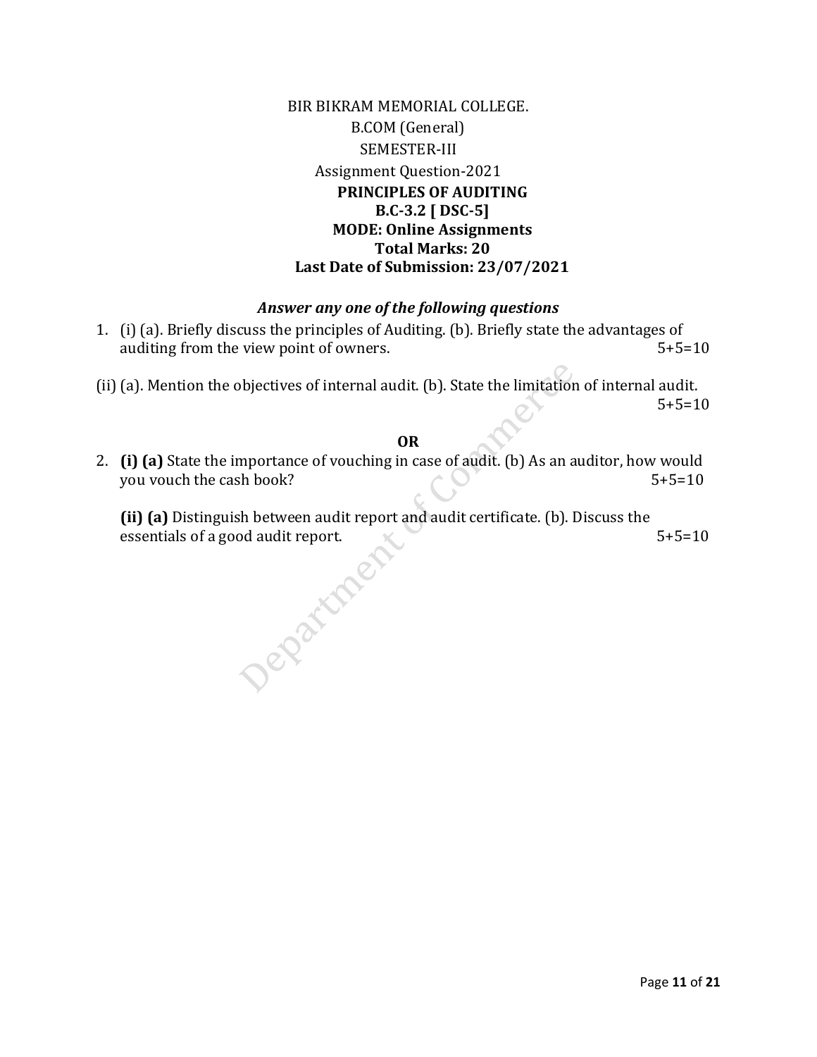BIR BIKRAM MEMORIAL COLLEGE.

B.COM (General)

SEMESTER-III

Assignment Question-2021

**PRINCIPLES OF AUDITING**

**B.C-3.2 [ DSC-5]**

**MODE: Online Assignments**

**Total Marks: 20**

**Last Date of Submission: 23/07/2021**

***Answer any one of the following questions***

1. (i) (a). Briefly discuss the principles of Auditing. (b). Briefly state the advantages of auditing from the view point of owners. 5+5=10

(ii) (a). Mention the objectives of internal audit. (b). State the limitation of internal audit. 5+5=10

**OR**

2. **(i) (a)** State the importance of vouching in case of audit. (b) As an auditor, how would you vouch the cash book? 5+5=10

   **(ii) (a)** Distinguish between audit report and audit certificate. (b). Discuss the essentials of a good audit report. 5+5=10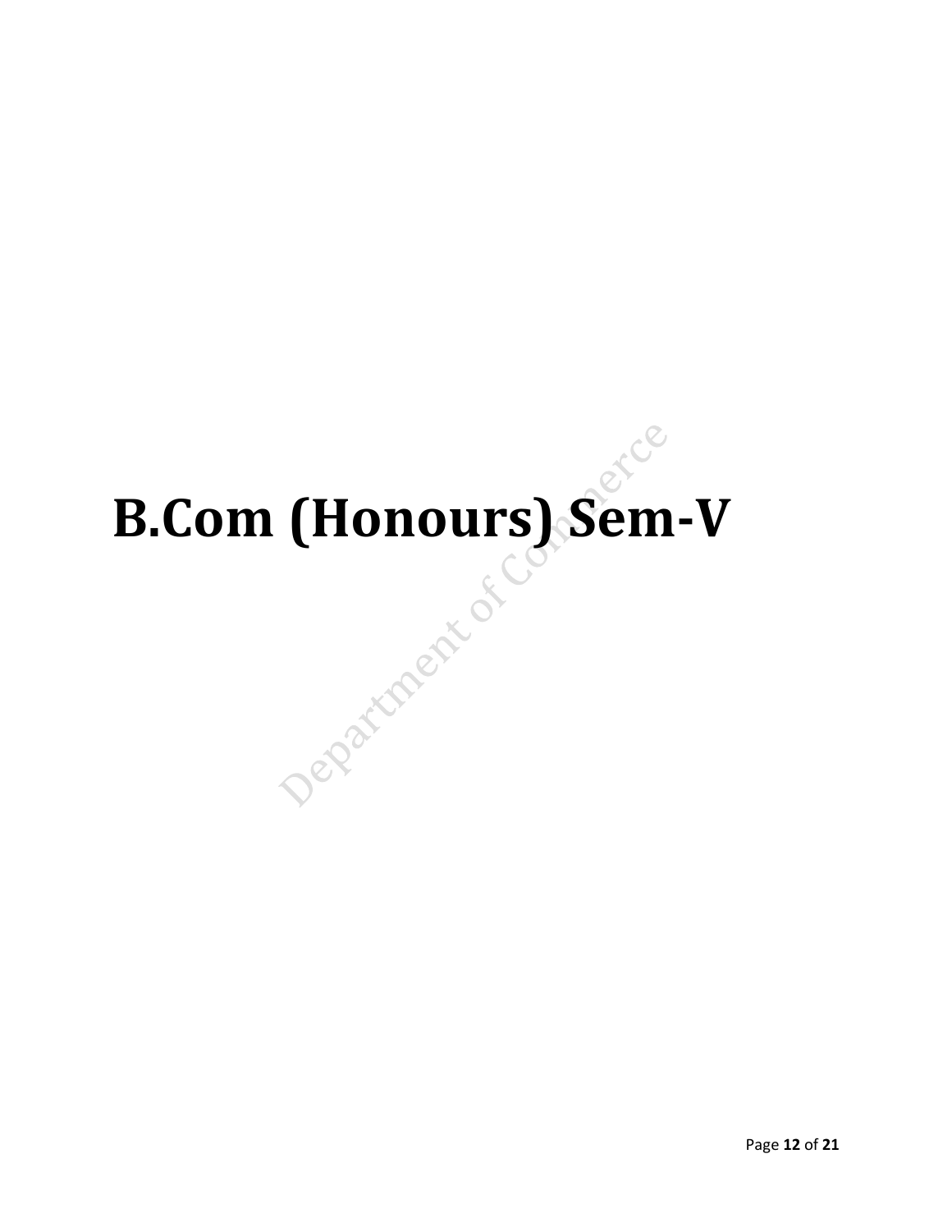# B.Com (Honours) Sem-V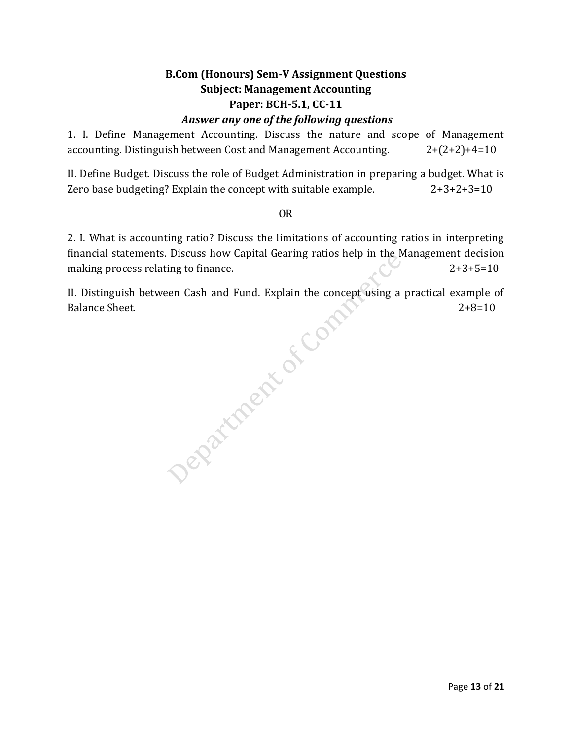**B.Com (Honours) Sem-V Assignment Questions**

**Subject: Management Accounting**

**Paper: BCH-5.1, CC-11**

***Answer any one of the following questions***

1. I. Define Management Accounting. Discuss the nature and scope of Management accounting. Distinguish between Cost and Management Accounting. 2+(2+2)+4=10

II. Define Budget. Discuss the role of Budget Administration in preparing a budget. What is Zero base budgeting? Explain the concept with suitable example. 2+3+2+3=10

OR

2. I. What is accounting ratio? Discuss the limitations of accounting ratios in interpreting financial statements. Discuss how Capital Gearing ratios help in the Management decision making process relating to finance. 2+3+5=10

II. Distinguish between Cash and Fund. Explain the concept using a practical example of Balance Sheet. 2+8=10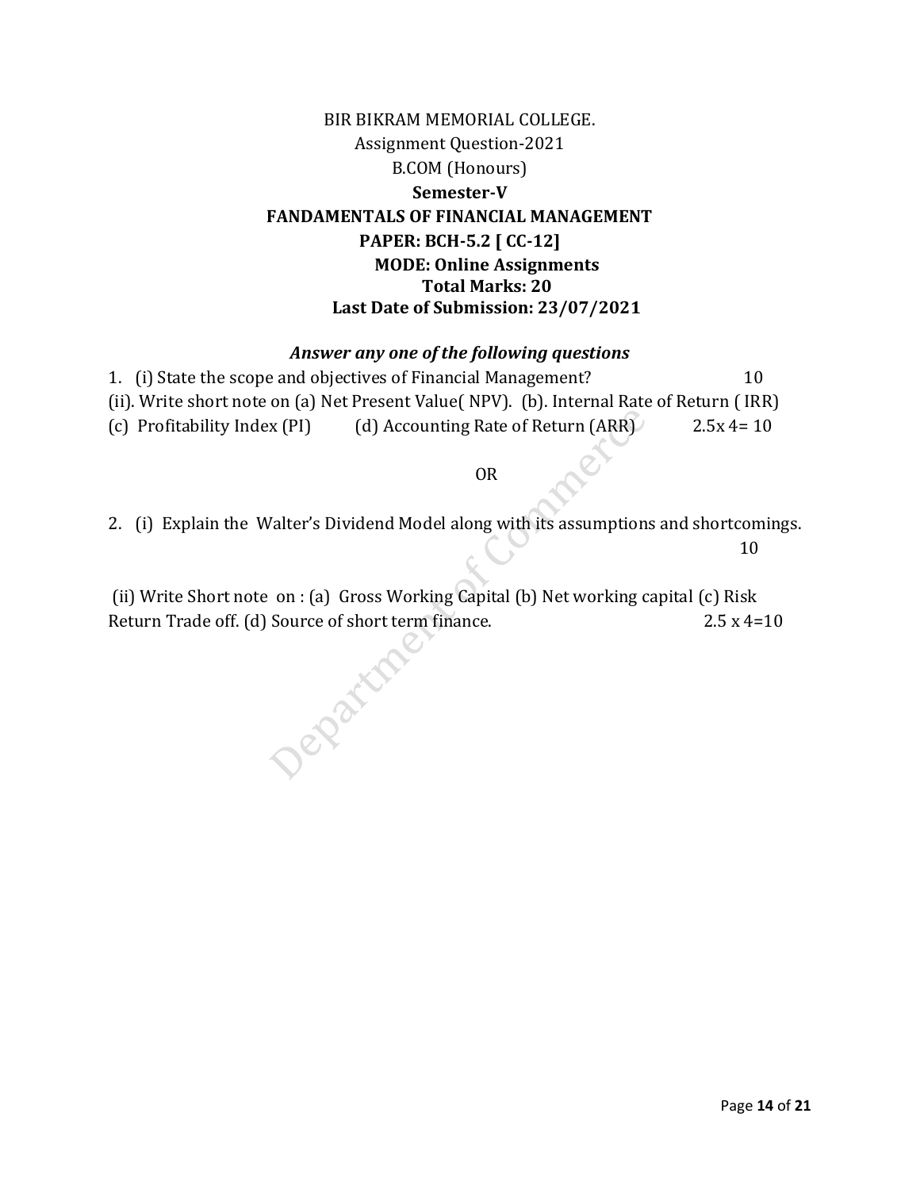BIR BIKRAM MEMORIAL COLLEGE.

Assignment Question-2021

B.COM (Honours)

**Semester-V**

**FANDAMENTALS OF FINANCIAL MANAGEMENT**

**PAPER: BCH-5.2 [ CC-12]**

**MODE: Online Assignments**

**Total Marks: 20**

**Last Date of Submission: 23/07/2021**

***Answer any one of the following questions***

1. (i) State the scope and objectives of Financial Management? 10

(ii). Write short note on (a) Net Present Value( NPV). (b). Internal Rate of Return ( IRR) (c) Profitability Index (PI) (d) Accounting Rate of Return (ARR) 2.5x 4= 10

OR

2. (i) Explain the Walter's Dividend Model along with its assumptions and shortcomings. 10

(ii) Write Short note on : (a) Gross Working Capital (b) Net working capital (c) Risk Return Trade off. (d) Source of short term finance. 2.5 x 4=10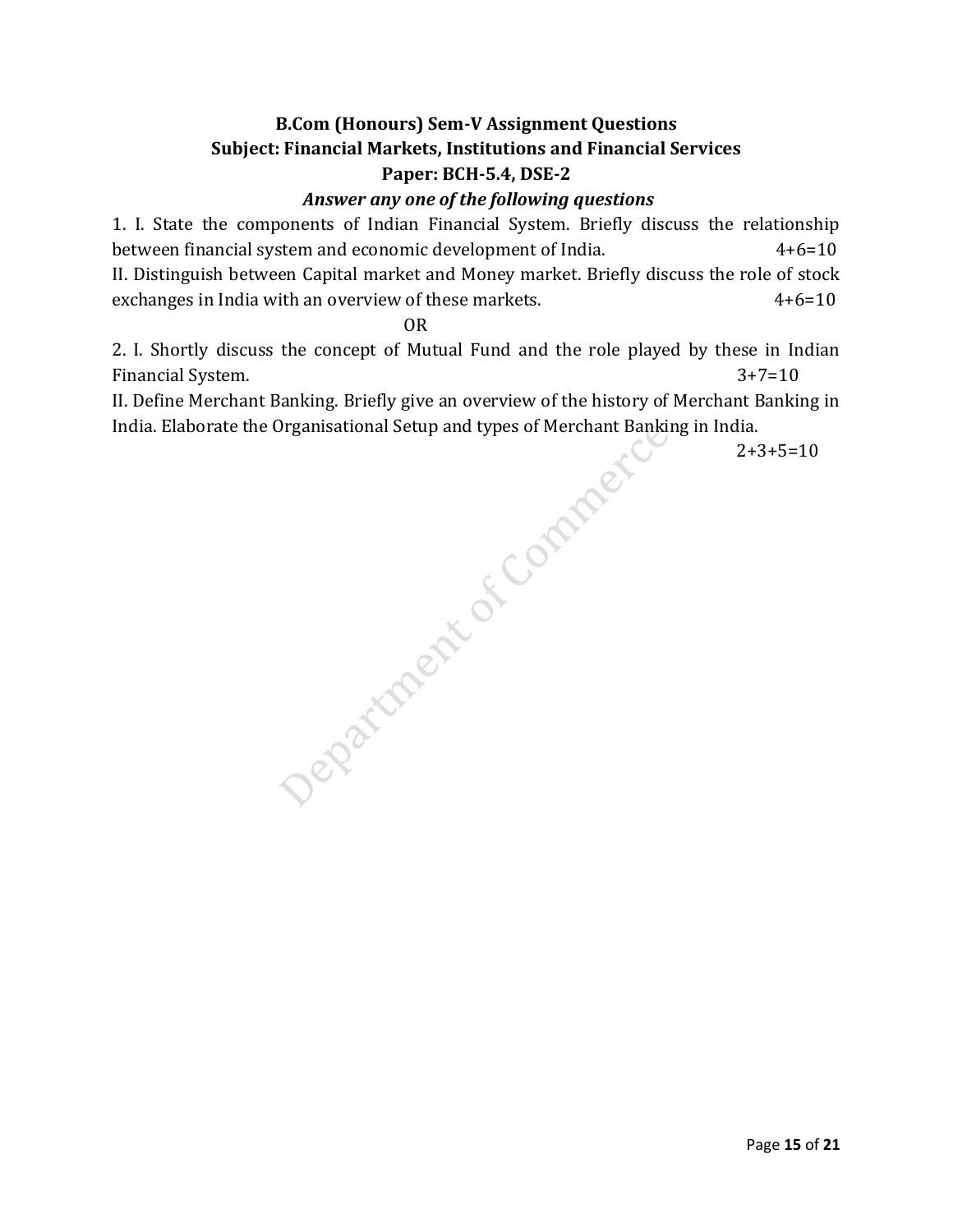**B.Com (Honours) Sem-V Assignment Questions**

**Subject: Financial Markets, Institutions and Financial Services**

**Paper: BCH-5.4, DSE-2**

***Answer any one of the following questions***

1. I. State the components of Indian Financial System. Briefly discuss the relationship between financial system and economic development of India. 4+6=10

II. Distinguish between Capital market and Money market. Briefly discuss the role of stock exchanges in India with an overview of these markets. 4+6=10

OR

2. I. Shortly discuss the concept of Mutual Fund and the role played by these in Indian Financial System. 3+7=10

II. Define Merchant Banking. Briefly give an overview of the history of Merchant Banking in India. Elaborate the Organisational Setup and types of Merchant Banking in India. 2+3+5=10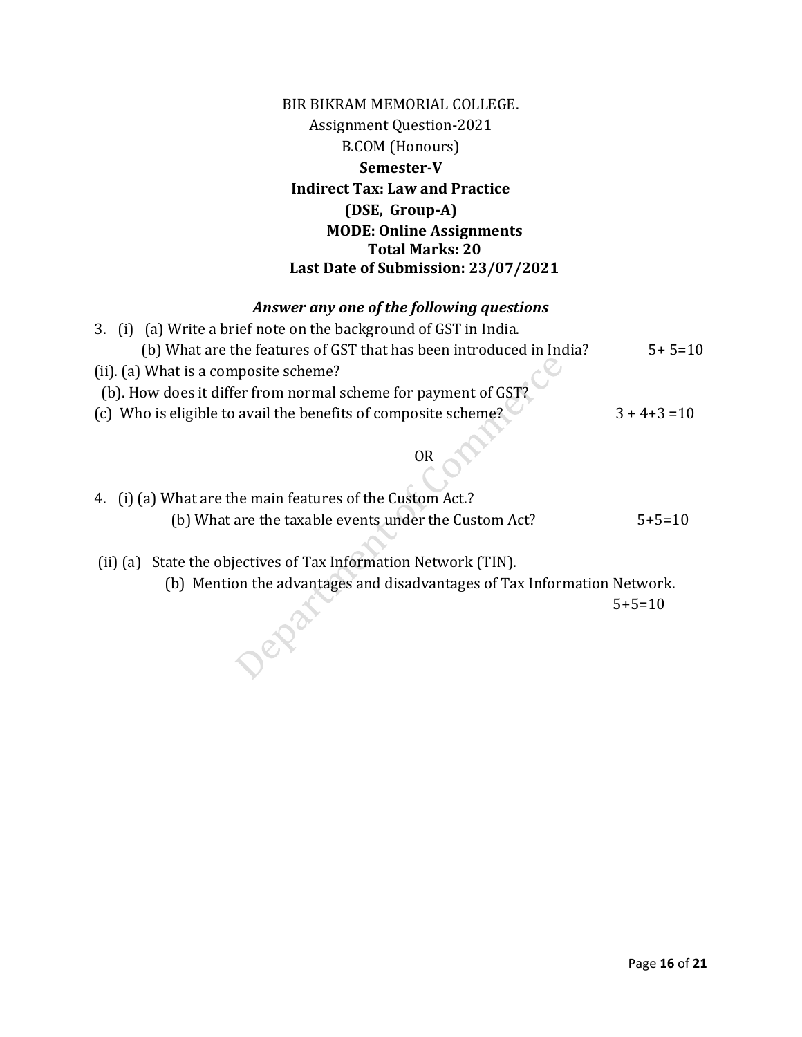BIR BIKRAM MEMORIAL COLLEGE.

Assignment Question-2021

B.COM (Honours)

**Semester-V**

**Indirect Tax: Law and Practice**

**(DSE, Group-A)**

**MODE: Online Assignments**

**Total Marks: 20**

**Last Date of Submission: 23/07/2021**

***Answer any one of the following questions***

3. (i) (a) Write a brief note on the background of GST in India.

(b) What are the features of GST that has been introduced in India? 5+ 5=10

(ii). (a) What is a composite scheme?

(b). How does it differ from normal scheme for payment of GST?

(c) Who is eligible to avail the benefits of composite scheme? 3 + 4+3 =10

OR

4. (i) (a) What are the main features of the Custom Act.?

(b) What are the taxable events under the Custom Act? 5+5=10

(ii) (a) State the objectives of Tax Information Network (TIN).

(b) Mention the advantages and disadvantages of Tax Information Network. 5+5=10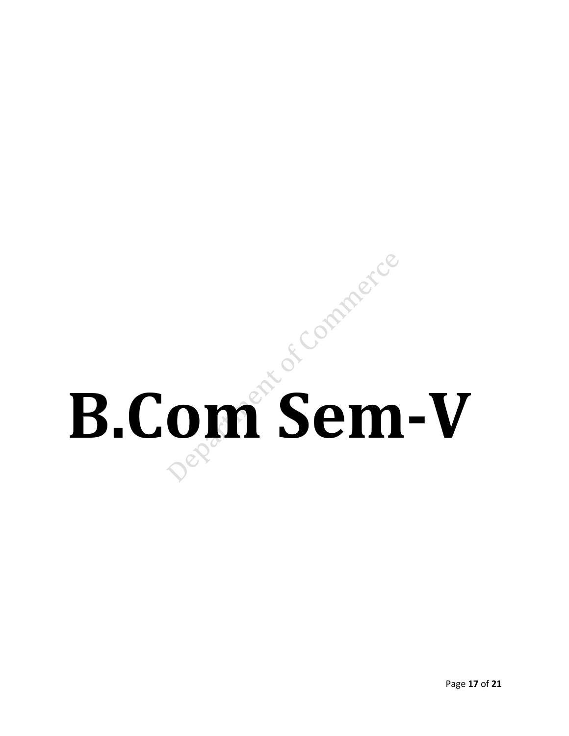# B.Com Sem-V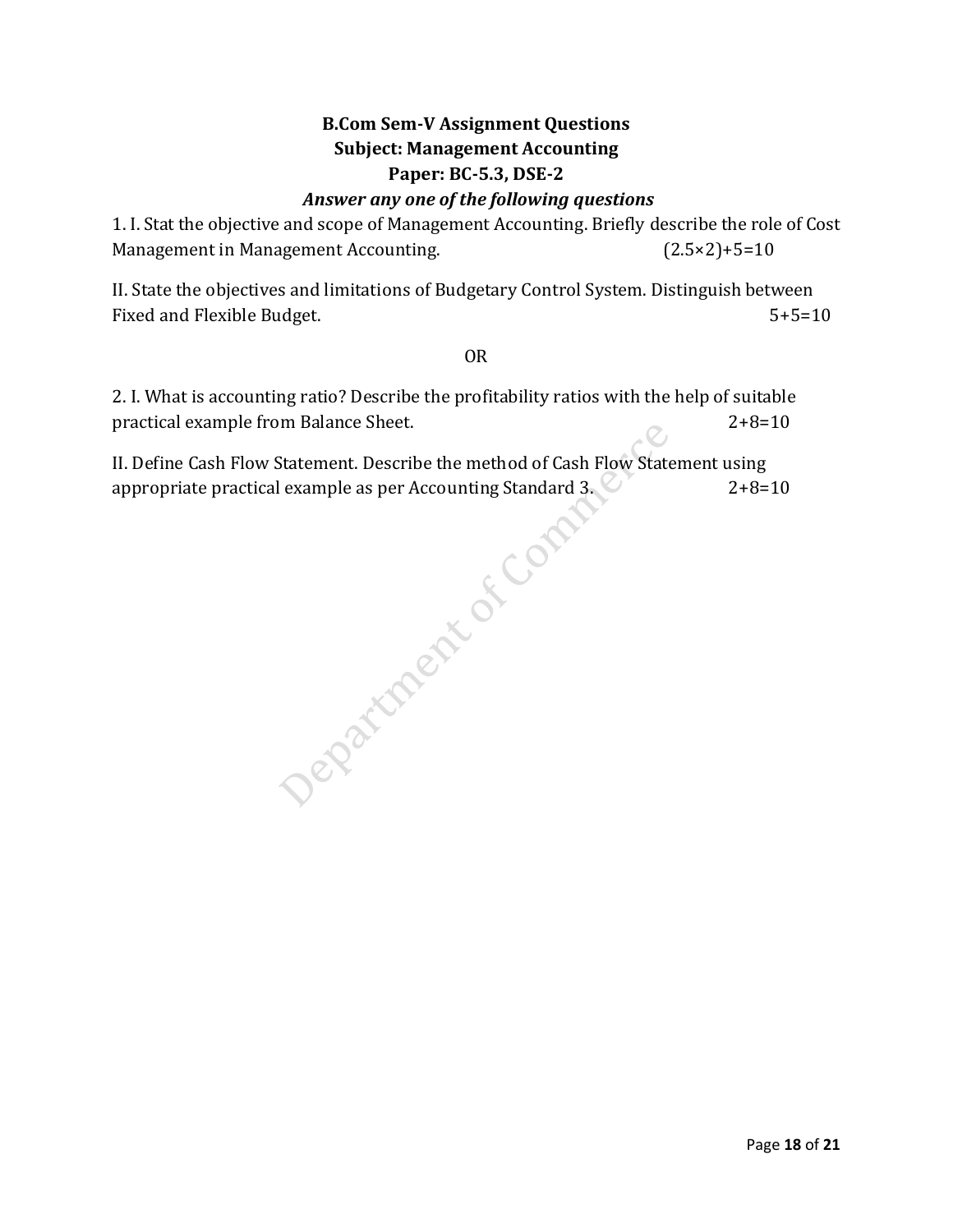**B.Com Sem-V Assignment Questions**

**Subject: Management Accounting**

**Paper: BC-5.3, DSE-2**

***Answer any one of the following questions***

1. I. Stat the objective and scope of Management Accounting. Briefly describe the role of Cost Management in Management Accounting. (2.5×2)+5=10

II. State the objectives and limitations of Budgetary Control System. Distinguish between Fixed and Flexible Budget. 5+5=10

OR

2. I. What is accounting ratio? Describe the profitability ratios with the help of suitable practical example from Balance Sheet. 2+8=10

II. Define Cash Flow Statement. Describe the method of Cash Flow Statement using appropriate practical example as per Accounting Standard 3. 2+8=10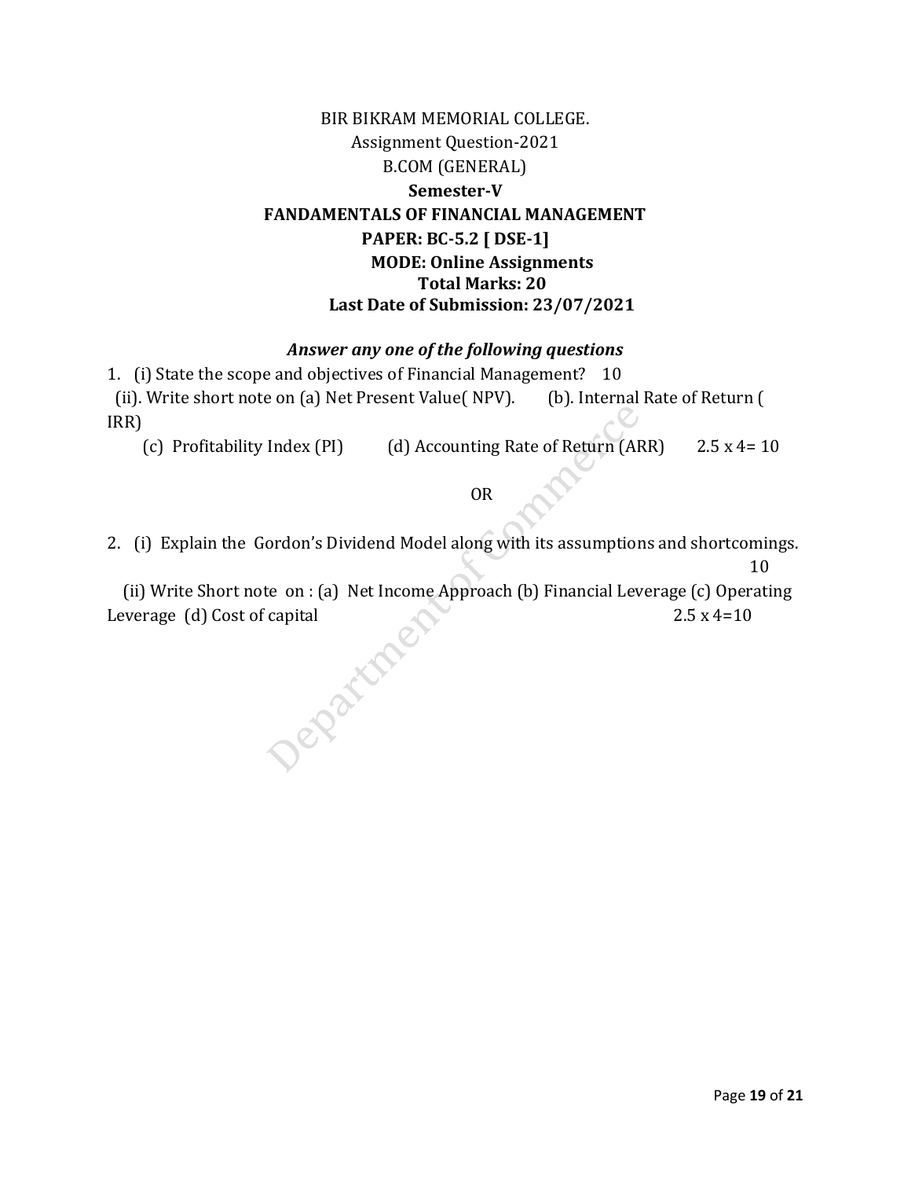BIR BIKRAM MEMORIAL COLLEGE.

Assignment Question-2021

B.COM (GENERAL)

**Semester-V**

**FANDAMENTALS OF FINANCIAL MANAGEMENT**

**PAPER: BC-5.2 [ DSE-1]**

**MODE: Online Assignments**

**Total Marks: 20**

**Last Date of Submission: 23/07/2021**

***Answer any one of the following questions***

1. (i) State the scope and objectives of Financial Management? 10

   (ii). Write short note on (a) Net Present Value( NPV). (b). Internal Rate of Return ( IRR)
   (c) Profitability Index (PI) (d) Accounting Rate of Return (ARR) 2.5 x 4= 10

OR

2. (i) Explain the Gordon's Dividend Model along with its assumptions and shortcomings. 10

   (ii) Write Short note on : (a) Net Income Approach (b) Financial Leverage (c) Operating Leverage (d) Cost of capital 2.5 x 4=10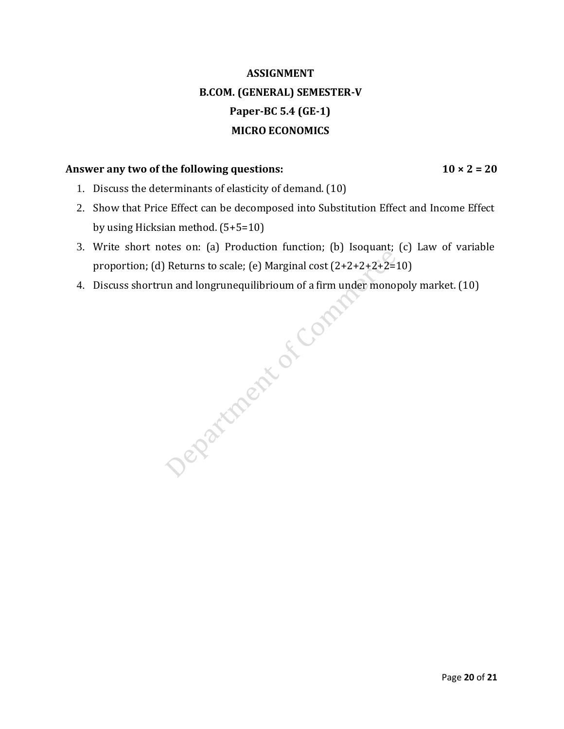# ASSIGNMENT

## B.COM. (GENERAL) SEMESTER-V

## Paper-BC 5.4 (GE-1)

## MICRO ECONOMICS

**Answer any two of the following questions:** **10 × 2 = 20**

1. Discuss the determinants of elasticity of demand. (10)
2. Show that Price Effect can be decomposed into Substitution Effect and Income Effect by using Hicksian method. (5+5=10)
3. Write short notes on: (a) Production function; (b) Isoquant; (c) Law of variable proportion; (d) Returns to scale; (e) Marginal cost (2+2+2+2+2=10)
4. Discuss shortrun and longrunequilibrioum of a firm under monopoly market. (10)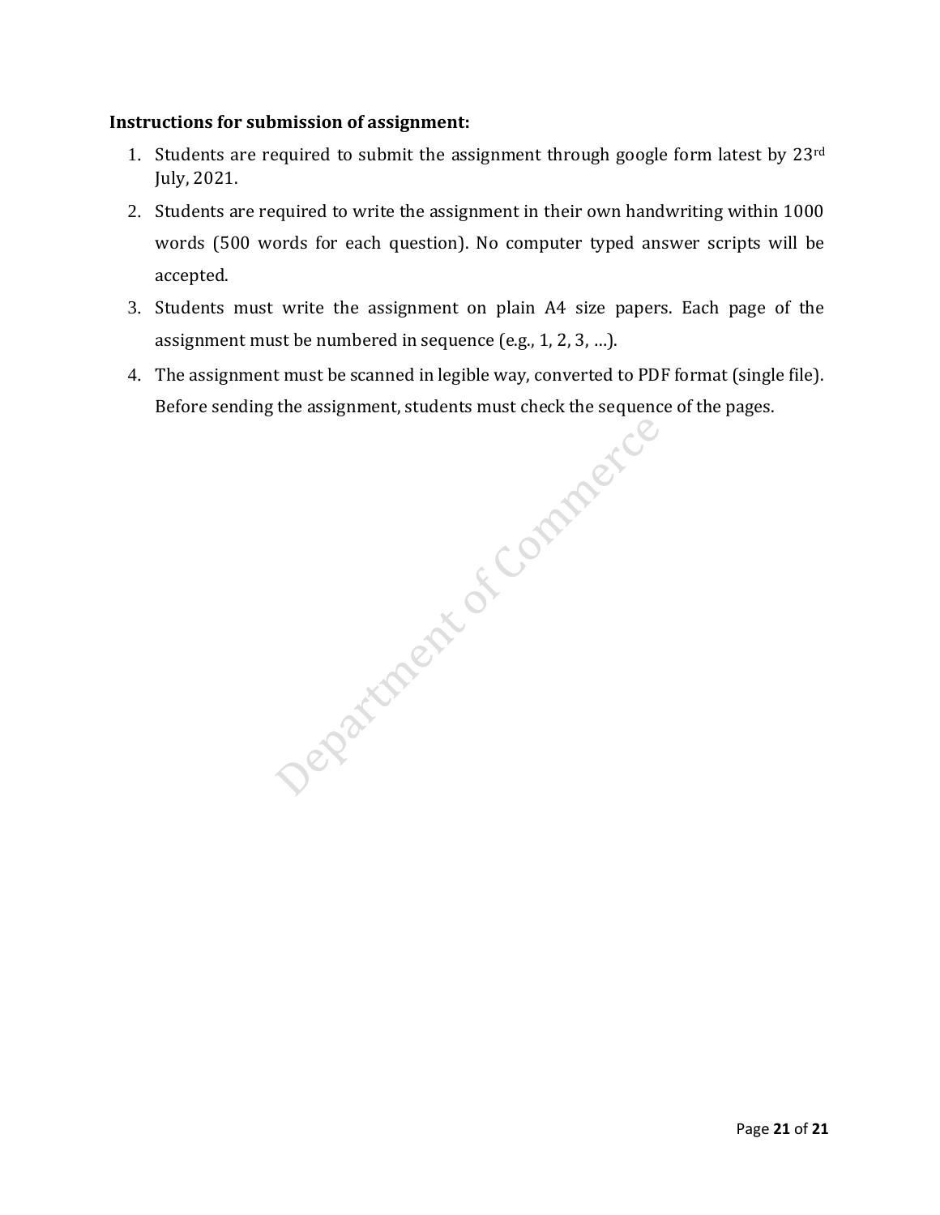**Instructions for submission of assignment:**

1. Students are required to submit the assignment through google form latest by 23rd July, 2021.
2. Students are required to write the assignment in their own handwriting within 1000 words (500 words for each question). No computer typed answer scripts will be accepted.
3. Students must write the assignment on plain A4 size papers. Each page of the assignment must be numbered in sequence (e.g., 1, 2, 3, …).
4. The assignment must be scanned in legible way, converted to PDF format (single file). Before sending the assignment, students must check the sequence of the pages.